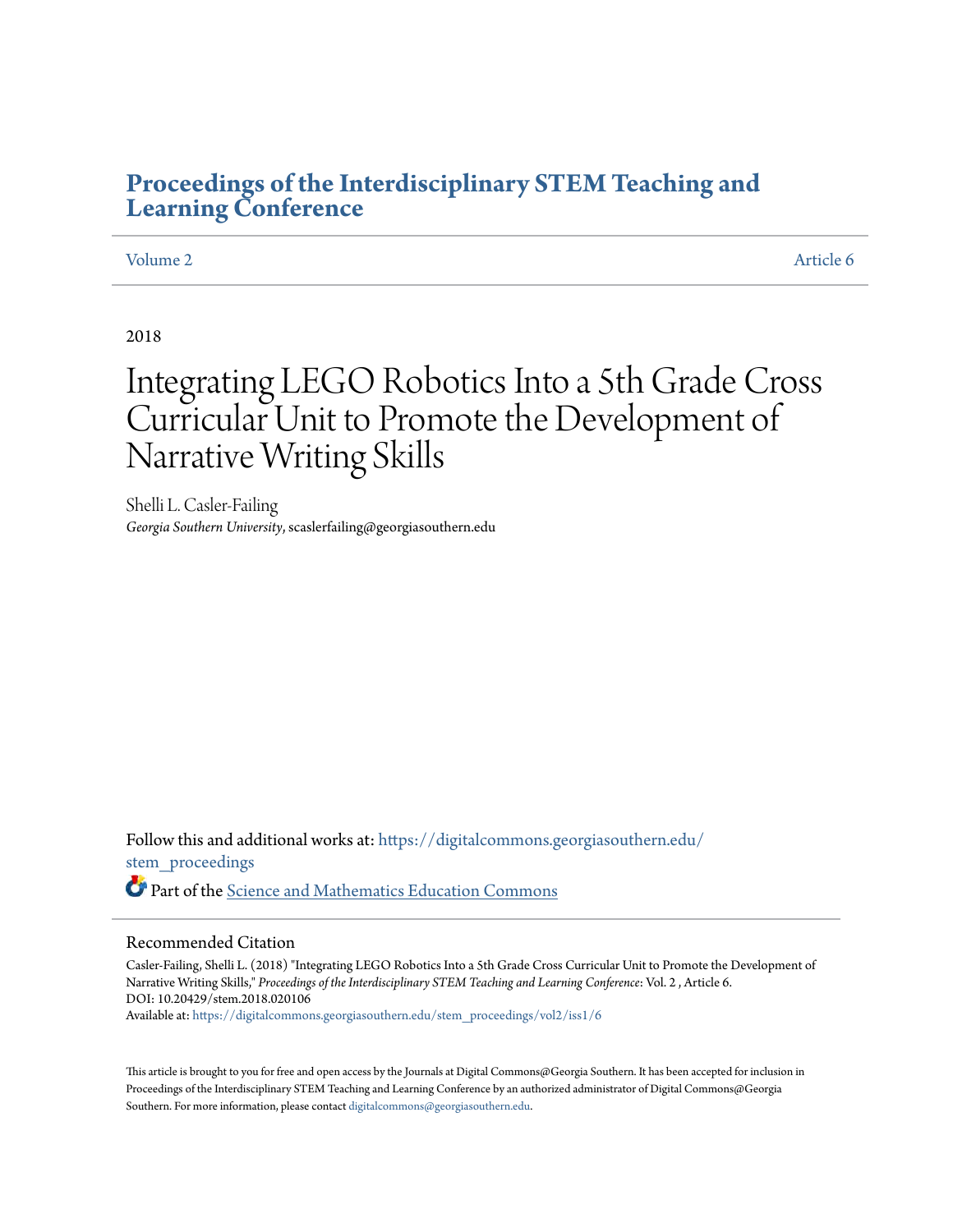# Proceedings of the Interdisciplinary STEM Teaching and Learning Conference

Volume 2 | Article 6

2018

# Integrating LEGO Robotics Into a 5th Grade Cross Curricular Unit to Promote the Development of Narrative Writing Skills

Shelli L. Casler-Failing
*Georgia Southern University*, scaslerfailing@georgiasouthern.edu

Follow this and additional works at: https://digitalcommons.georgiasouthern.edu/stem_proceedings

Part of the Science and Mathematics Education Commons

## Recommended Citation

Casler-Failing, Shelli L. (2018) "Integrating LEGO Robotics Into a 5th Grade Cross Curricular Unit to Promote the Development of Narrative Writing Skills," *Proceedings of the Interdisciplinary STEM Teaching and Learning Conference*: Vol. 2 , Article 6.
DOI: 10.20429/stem.2018.020106
Available at: https://digitalcommons.georgiasouthern.edu/stem_proceedings/vol2/iss1/6

This article is brought to you for free and open access by the Journals at Digital Commons@Georgia Southern. It has been accepted for inclusion in Proceedings of the Interdisciplinary STEM Teaching and Learning Conference by an authorized administrator of Digital Commons@Georgia Southern. For more information, please contact digitalcommons@georgiasouthern.edu.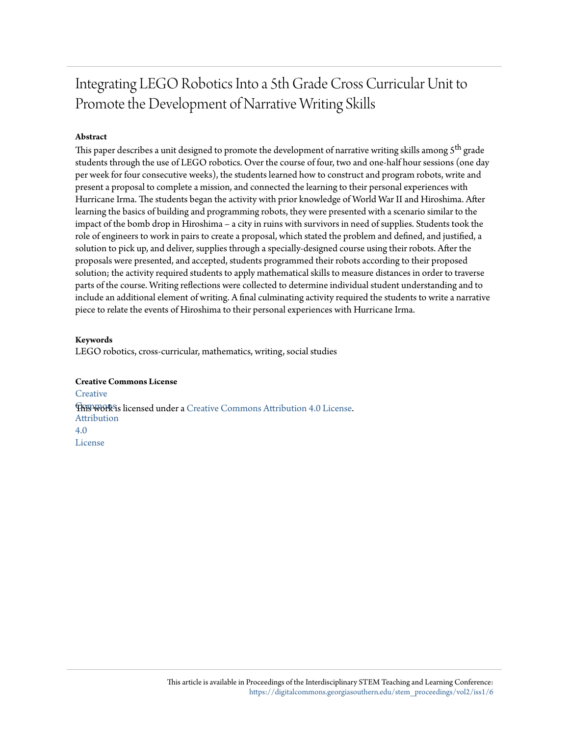# Integrating LEGO Robotics Into a 5th Grade Cross Curricular Unit to Promote the Development of Narrative Writing Skills

**Abstract**

This paper describes a unit designed to promote the development of narrative writing skills among 5th grade students through the use of LEGO robotics. Over the course of four, two and one-half hour sessions (one day per week for four consecutive weeks), the students learned how to construct and program robots, write and present a proposal to complete a mission, and connected the learning to their personal experiences with Hurricane Irma. The students began the activity with prior knowledge of World War II and Hiroshima. After learning the basics of building and programming robots, they were presented with a scenario similar to the impact of the bomb drop in Hiroshima – a city in ruins with survivors in need of supplies. Students took the role of engineers to work in pairs to create a proposal, which stated the problem and defined, and justified, a solution to pick up, and deliver, supplies through a specially-designed course using their robots. After the proposals were presented, and accepted, students programmed their robots according to their proposed solution; the activity required students to apply mathematical skills to measure distances in order to traverse parts of the course. Writing reflections were collected to determine individual student understanding and to include an additional element of writing. A final culminating activity required the students to write a narrative piece to relate the events of Hiroshima to their personal experiences with Hurricane Irma.

**Keywords**

LEGO robotics, cross-curricular, mathematics, writing, social studies

**Creative Commons License**

This work is licensed under a Creative Commons Attribution 4.0 License.

This article is available in Proceedings of the Interdisciplinary STEM Teaching and Learning Conference: https://digitalcommons.georgiasouthern.edu/stem_proceedings/vol2/iss1/6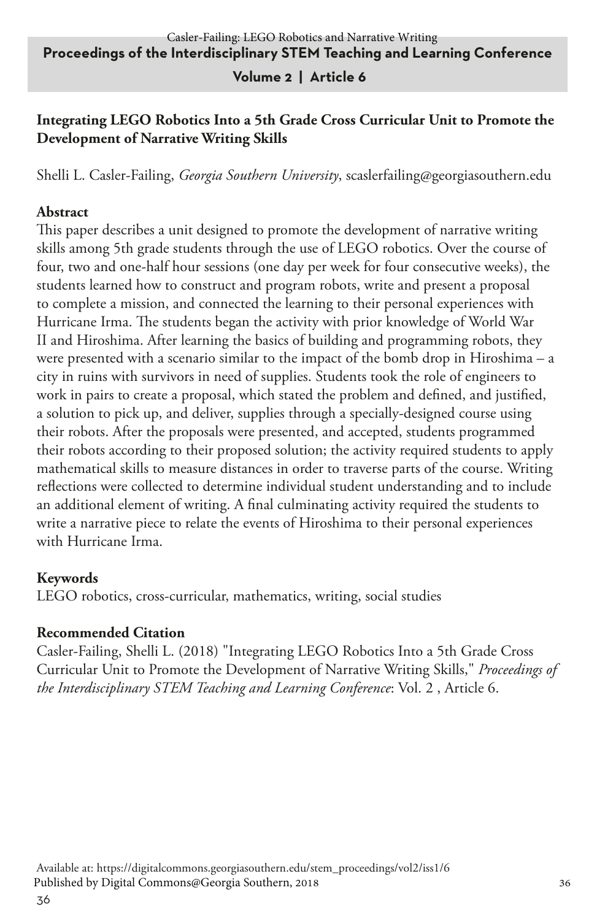## Integrating LEGO Robotics Into a 5th Grade Cross Curricular Unit to Promote the Development of Narrative Writing Skills

Shelli L. Casler-Failing, *Georgia Southern University*, scaslerfailing@georgiasouthern.edu

### Abstract

This paper describes a unit designed to promote the development of narrative writing skills among 5th grade students through the use of LEGO robotics. Over the course of four, two and one-half hour sessions (one day per week for four consecutive weeks), the students learned how to construct and program robots, write and present a proposal to complete a mission, and connected the learning to their personal experiences with Hurricane Irma. The students began the activity with prior knowledge of World War II and Hiroshima. After learning the basics of building and programming robots, they were presented with a scenario similar to the impact of the bomb drop in Hiroshima – a city in ruins with survivors in need of supplies. Students took the role of engineers to work in pairs to create a proposal, which stated the problem and defined, and justified, a solution to pick up, and deliver, supplies through a specially-designed course using their robots. After the proposals were presented, and accepted, students programmed their robots according to their proposed solution; the activity required students to apply mathematical skills to measure distances in order to traverse parts of the course. Writing reflections were collected to determine individual student understanding and to include an additional element of writing. A final culminating activity required the students to write a narrative piece to relate the events of Hiroshima to their personal experiences with Hurricane Irma.

### Keywords

LEGO robotics, cross-curricular, mathematics, writing, social studies

### Recommended Citation

Casler-Failing, Shelli L. (2018) "Integrating LEGO Robotics Into a 5th Grade Cross Curricular Unit to Promote the Development of Narrative Writing Skills," *Proceedings of the Interdisciplinary STEM Teaching and Learning Conference*: Vol. 2 , Article 6.

Available at: https://digitalcommons.georgiasouthern.edu/stem_proceedings/vol2/iss1/6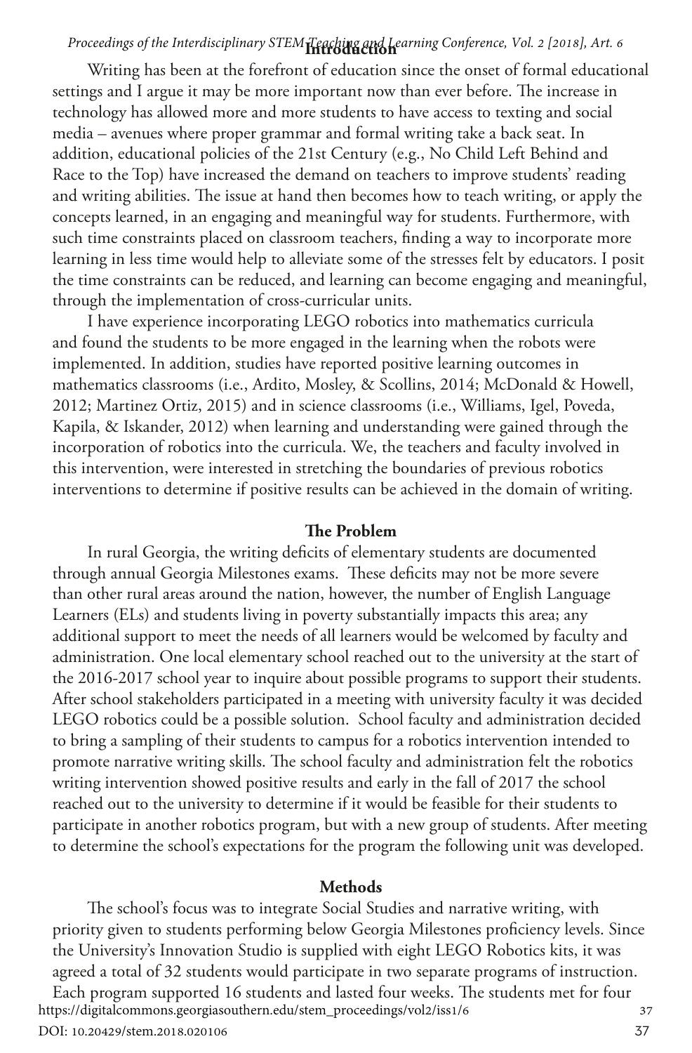## Introduction

Writing has been at the forefront of education since the onset of formal educational settings and I argue it may be more important now than ever before. The increase in technology has allowed more and more students to have access to texting and social media – avenues where proper grammar and formal writing take a back seat. In addition, educational policies of the 21st Century (e.g., No Child Left Behind and Race to the Top) have increased the demand on teachers to improve students' reading and writing abilities. The issue at hand then becomes how to teach writing, or apply the concepts learned, in an engaging and meaningful way for students. Furthermore, with such time constraints placed on classroom teachers, finding a way to incorporate more learning in less time would help to alleviate some of the stresses felt by educators. I posit the time constraints can be reduced, and learning can become engaging and meaningful, through the implementation of cross-curricular units.

I have experience incorporating LEGO robotics into mathematics curricula and found the students to be more engaged in the learning when the robots were implemented. In addition, studies have reported positive learning outcomes in mathematics classrooms (i.e., Ardito, Mosley, & Scollins, 2014; McDonald & Howell, 2012; Martinez Ortiz, 2015) and in science classrooms (i.e., Williams, Igel, Poveda, Kapila, & Iskander, 2012) when learning and understanding were gained through the incorporation of robotics into the curricula. We, the teachers and faculty involved in this intervention, were interested in stretching the boundaries of previous robotics interventions to determine if positive results can be achieved in the domain of writing.

## The Problem

In rural Georgia, the writing deficits of elementary students are documented through annual Georgia Milestones exams. These deficits may not be more severe than other rural areas around the nation, however, the number of English Language Learners (ELs) and students living in poverty substantially impacts this area; any additional support to meet the needs of all learners would be welcomed by faculty and administration. One local elementary school reached out to the university at the start of the 2016-2017 school year to inquire about possible programs to support their students. After school stakeholders participated in a meeting with university faculty it was decided LEGO robotics could be a possible solution. School faculty and administration decided to bring a sampling of their students to campus for a robotics intervention intended to promote narrative writing skills. The school faculty and administration felt the robotics writing intervention showed positive results and early in the fall of 2017 the school reached out to the university to determine if it would be feasible for their students to participate in another robotics program, but with a new group of students. After meeting to determine the school's expectations for the program the following unit was developed.

## Methods

The school's focus was to integrate Social Studies and narrative writing, with priority given to students performing below Georgia Milestones proficiency levels. Since the University's Innovation Studio is supplied with eight LEGO Robotics kits, it was agreed a total of 32 students would participate in two separate programs of instruction. Each program supported 16 students and lasted four weeks. The students met for four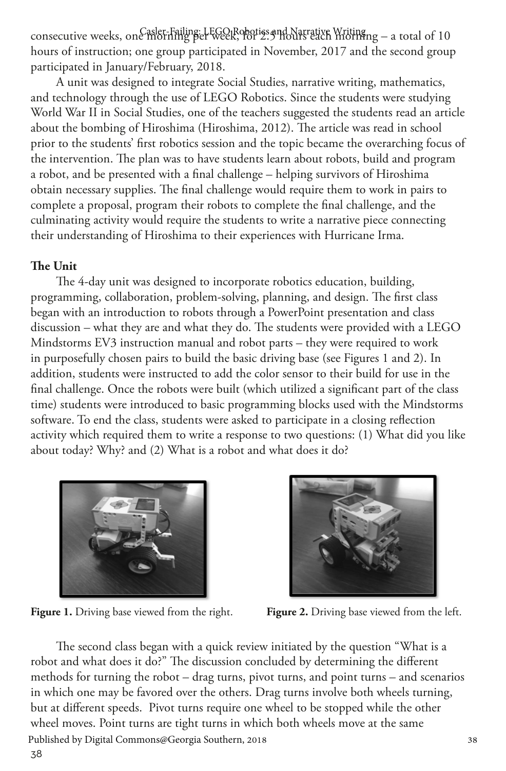consecutive weeks, one morning per week, for 2.5 hours each morning – a total of 10 hours of instruction; one group participated in November, 2017 and the second group participated in January/February, 2018.

A unit was designed to integrate Social Studies, narrative writing, mathematics, and technology through the use of LEGO Robotics. Since the students were studying World War II in Social Studies, one of the teachers suggested the students read an article about the bombing of Hiroshima (Hiroshima, 2012). The article was read in school prior to the students' first robotics session and the topic became the overarching focus of the intervention. The plan was to have students learn about robots, build and program a robot, and be presented with a final challenge – helping survivors of Hiroshima obtain necessary supplies. The final challenge would require them to work in pairs to complete a proposal, program their robots to complete the final challenge, and the culminating activity would require the students to write a narrative piece connecting their understanding of Hiroshima to their experiences with Hurricane Irma.

**The Unit**

The 4-day unit was designed to incorporate robotics education, building, programming, collaboration, problem-solving, planning, and design. The first class began with an introduction to robots through a PowerPoint presentation and class discussion – what they are and what they do. The students were provided with a LEGO Mindstorms EV3 instruction manual and robot parts – they were required to work in purposefully chosen pairs to build the basic driving base (see Figures 1 and 2). In addition, students were instructed to add the color sensor to their build for use in the final challenge. Once the robots were built (which utilized a significant part of the class time) students were introduced to basic programming blocks used with the Mindstorms software. To end the class, students were asked to participate in a closing reflection activity which required them to write a response to two questions: (1) What did you like about today? Why? and (2) What is a robot and what does it do?

**Figure 1.** Driving base viewed from the right.

**Figure 2.** Driving base viewed from the left.

The second class began with a quick review initiated by the question "What is a robot and what does it do?" The discussion concluded by determining the different methods for turning the robot – drag turns, pivot turns, and point turns – and scenarios in which one may be favored over the others. Drag turns involve both wheels turning, but at different speeds. Pivot turns require one wheel to be stopped while the other wheel moves. Point turns are tight turns in which both wheels move at the same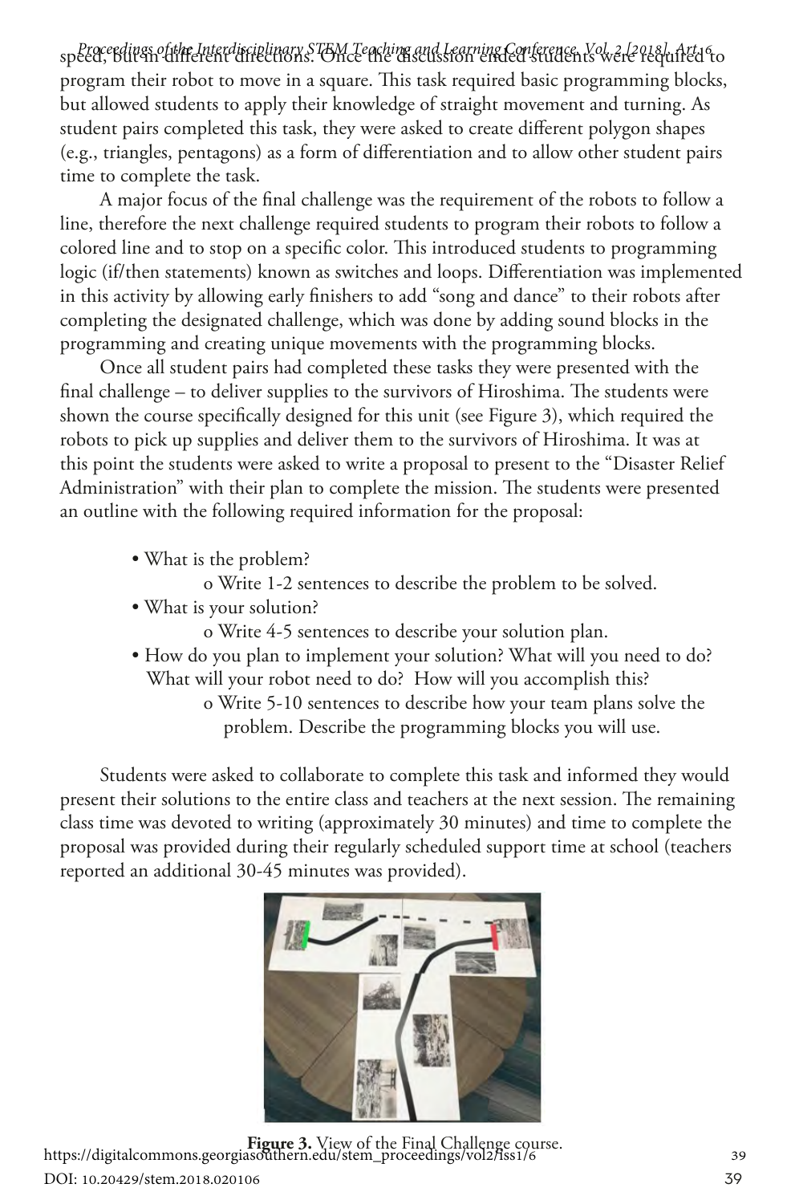speed, but in different directions. Once the discussion ended students were required to program their robot to move in a square. This task required basic programming blocks, but allowed students to apply their knowledge of straight movement and turning. As student pairs completed this task, they were asked to create different polygon shapes (e.g., triangles, pentagons) as a form of differentiation and to allow other student pairs time to complete the task.

A major focus of the final challenge was the requirement of the robots to follow a line, therefore the next challenge required students to program their robots to follow a colored line and to stop on a specific color. This introduced students to programming logic (if/then statements) known as switches and loops. Differentiation was implemented in this activity by allowing early finishers to add "song and dance" to their robots after completing the designated challenge, which was done by adding sound blocks in the programming and creating unique movements with the programming blocks.

Once all student pairs had completed these tasks they were presented with the final challenge – to deliver supplies to the survivors of Hiroshima. The students were shown the course specifically designed for this unit (see Figure 3), which required the robots to pick up supplies and deliver them to the survivors of Hiroshima. It was at this point the students were asked to write a proposal to present to the "Disaster Relief Administration" with their plan to complete the mission. The students were presented an outline with the following required information for the proposal:

- What is the problem?
  - Write 1-2 sentences to describe the problem to be solved.
- What is your solution?
  - Write 4-5 sentences to describe your solution plan.
- How do you plan to implement your solution? What will you need to do? What will your robot need to do? How will you accomplish this?
  - Write 5-10 sentences to describe how your team plans solve the problem. Describe the programming blocks you will use.

Students were asked to collaborate to complete this task and informed they would present their solutions to the entire class and teachers at the next session. The remaining class time was devoted to writing (approximately 30 minutes) and time to complete the proposal was provided during their regularly scheduled support time at school (teachers reported an additional 30-45 minutes was provided).

**Figure 3.** View of the Final Challenge course.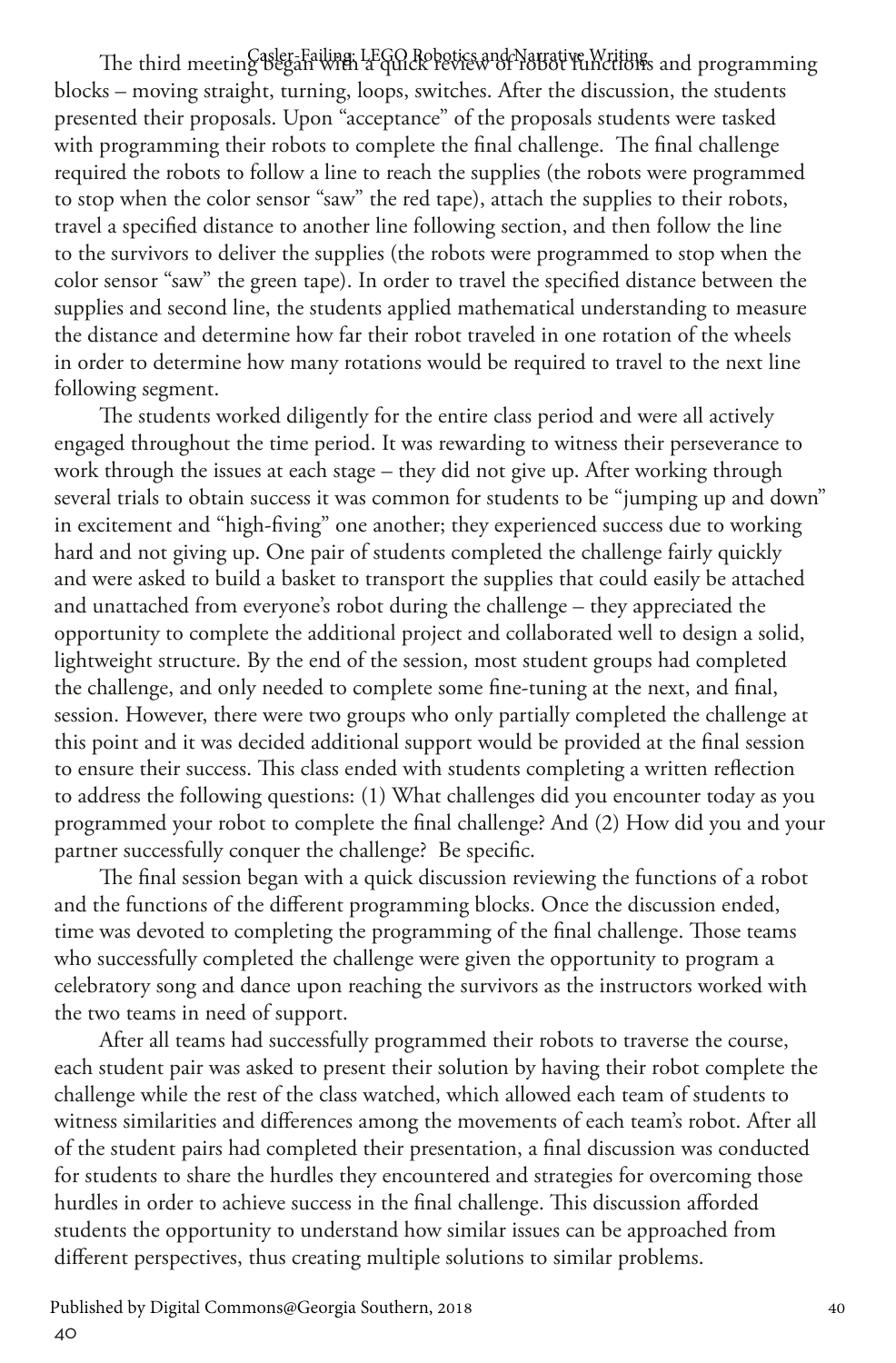The third meeting began with a quick review of robot functions and programming blocks – moving straight, turning, loops, switches. After the discussion, the students presented their proposals. Upon "acceptance" of the proposals students were tasked with programming their robots to complete the final challenge. The final challenge required the robots to follow a line to reach the supplies (the robots were programmed to stop when the color sensor "saw" the red tape), attach the supplies to their robots, travel a specified distance to another line following section, and then follow the line to the survivors to deliver the supplies (the robots were programmed to stop when the color sensor "saw" the green tape). In order to travel the specified distance between the supplies and second line, the students applied mathematical understanding to measure the distance and determine how far their robot traveled in one rotation of the wheels in order to determine how many rotations would be required to travel to the next line following segment.

The students worked diligently for the entire class period and were all actively engaged throughout the time period. It was rewarding to witness their perseverance to work through the issues at each stage – they did not give up. After working through several trials to obtain success it was common for students to be "jumping up and down" in excitement and "high-fiving" one another; they experienced success due to working hard and not giving up. One pair of students completed the challenge fairly quickly and were asked to build a basket to transport the supplies that could easily be attached and unattached from everyone's robot during the challenge – they appreciated the opportunity to complete the additional project and collaborated well to design a solid, lightweight structure. By the end of the session, most student groups had completed the challenge, and only needed to complete some fine-tuning at the next, and final, session. However, there were two groups who only partially completed the challenge at this point and it was decided additional support would be provided at the final session to ensure their success. This class ended with students completing a written reflection to address the following questions: (1) What challenges did you encounter today as you programmed your robot to complete the final challenge? And (2) How did you and your partner successfully conquer the challenge? Be specific.

The final session began with a quick discussion reviewing the functions of a robot and the functions of the different programming blocks. Once the discussion ended, time was devoted to completing the programming of the final challenge. Those teams who successfully completed the challenge were given the opportunity to program a celebratory song and dance upon reaching the survivors as the instructors worked with the two teams in need of support.

After all teams had successfully programmed their robots to traverse the course, each student pair was asked to present their solution by having their robot complete the challenge while the rest of the class watched, which allowed each team of students to witness similarities and differences among the movements of each team's robot. After all of the student pairs had completed their presentation, a final discussion was conducted for students to share the hurdles they encountered and strategies for overcoming those hurdles in order to achieve success in the final challenge. This discussion afforded students the opportunity to understand how similar issues can be approached from different perspectives, thus creating multiple solutions to similar problems.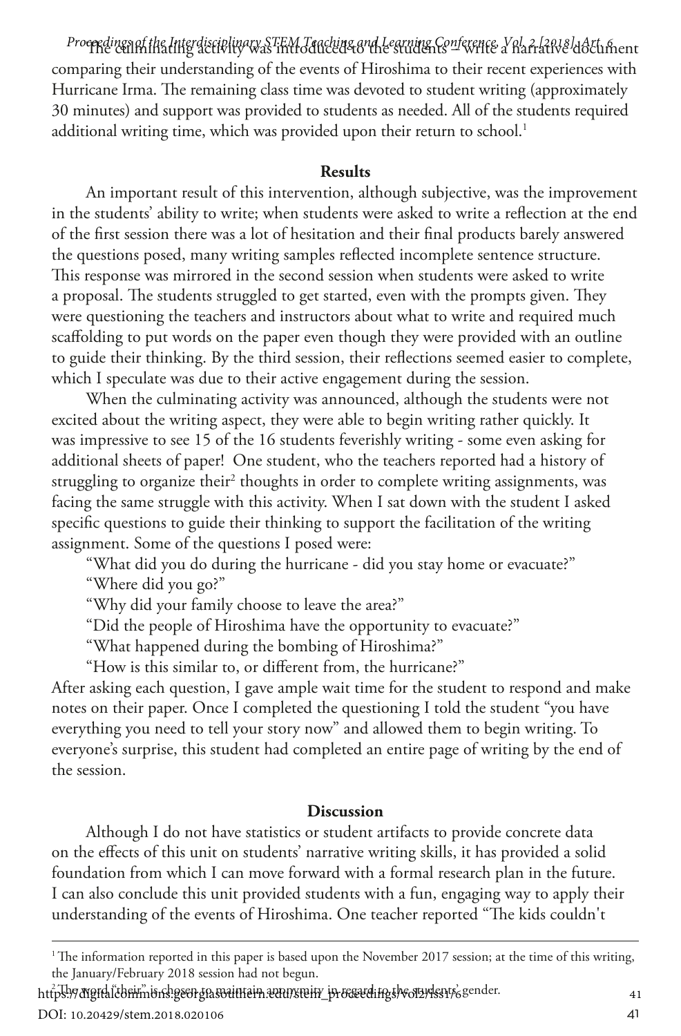The culminating activity was introduced to the students – write a narrative document comparing their understanding of the events of Hiroshima to their recent experiences with Hurricane Irma. The remaining class time was devoted to student writing (approximately 30 minutes) and support was provided to students as needed. All of the students required additional writing time, which was provided upon their return to school.[1]

## Results

An important result of this intervention, although subjective, was the improvement in the students' ability to write; when students were asked to write a reflection at the end of the first session there was a lot of hesitation and their final products barely answered the questions posed, many writing samples reflected incomplete sentence structure. This response was mirrored in the second session when students were asked to write a proposal. The students struggled to get started, even with the prompts given. They were questioning the teachers and instructors about what to write and required much scaffolding to put words on the paper even though they were provided with an outline to guide their thinking. By the third session, their reflections seemed easier to complete, which I speculate was due to their active engagement during the session.

When the culminating activity was announced, although the students were not excited about the writing aspect, they were able to begin writing rather quickly. It was impressive to see 15 of the 16 students feverishly writing - some even asking for additional sheets of paper! One student, who the teachers reported had a history of struggling to organize their[2] thoughts in order to complete writing assignments, was facing the same struggle with this activity. When I sat down with the student I asked specific questions to guide their thinking to support the facilitation of the writing assignment. Some of the questions I posed were:

"What did you do during the hurricane - did you stay home or evacuate?"

"Where did you go?"

"Why did your family choose to leave the area?"

"Did the people of Hiroshima have the opportunity to evacuate?"

"What happened during the bombing of Hiroshima?"

"How is this similar to, or different from, the hurricane?"

After asking each question, I gave ample wait time for the student to respond and make notes on their paper. Once I completed the questioning I told the student "you have everything you need to tell your story now" and allowed them to begin writing. To everyone's surprise, this student had completed an entire page of writing by the end of the session.

## Discussion

Although I do not have statistics or student artifacts to provide concrete data on the effects of this unit on students' narrative writing skills, it has provided a solid foundation from which I can move forward with a formal research plan in the future. I can also conclude this unit provided students with a fun, engaging way to apply their understanding of the events of Hiroshima. One teacher reported "The kids couldn't

---

[1] The information reported in this paper is based upon the November 2017 session; at the time of this writing, the January/February 2018 session had not begun.

[2] The word "their" is chosen to maintain anonymity in regard to the students' gender.

DOI: 10.20429/stem.2018.020106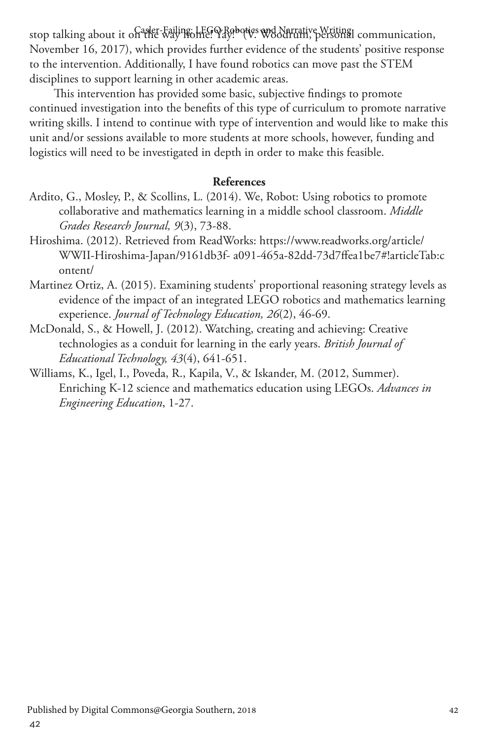stop talking about it on the way home! Yay!" (V. Woodrum, personal communication, November 16, 2017), which provides further evidence of the students' positive response to the intervention. Additionally, I have found robotics can move past the STEM disciplines to support learning in other academic areas.

This intervention has provided some basic, subjective findings to promote continued investigation into the benefits of this type of curriculum to promote narrative writing skills. I intend to continue with type of intervention and would like to make this unit and/or sessions available to more students at more schools, however, funding and logistics will need to be investigated in depth in order to make this feasible.

**References**

Ardito, G., Mosley, P., & Scollins, L. (2014). We, Robot: Using robotics to promote collaborative and mathematics learning in a middle school classroom. *Middle Grades Research Journal, 9*(3), 73-88.

Hiroshima. (2012). Retrieved from ReadWorks: https://www.readworks.org/article/WWII-Hiroshima-Japan/9161db3f- a091-465a-82dd-73d7ffea1be7#!articleTab:content/

Martinez Ortiz, A. (2015). Examining students' proportional reasoning strategy levels as evidence of the impact of an integrated LEGO robotics and mathematics learning experience. *Journal of Technology Education, 26*(2), 46-69.

McDonald, S., & Howell, J. (2012). Watching, creating and achieving: Creative technologies as a conduit for learning in the early years. *British Journal of Educational Technology, 43*(4), 641-651.

Williams, K., Igel, I., Poveda, R., Kapila, V., & Iskander, M. (2012, Summer). Enriching K-12 science and mathematics education using LEGOs. *Advances in Engineering Education*, 1-27.